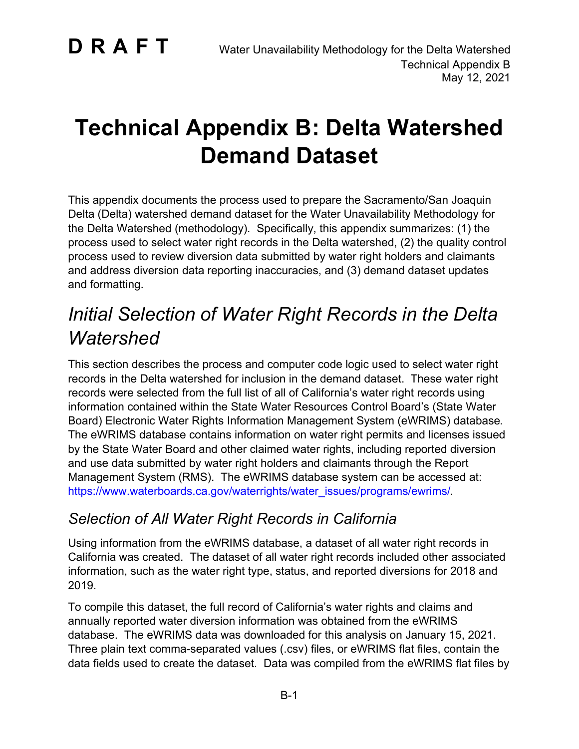# Technical Appendix B: Delta Watershed Demand Dataset

This appendix documents the process used to prepare the Sacramento/San Joaquin Delta (Delta) watershed demand dataset for the Water Unavailability Methodology for the Delta Watershed (methodology). Specifically, this appendix summarizes: (1) the process used to select water right records in the Delta watershed, (2) the quality control process used to review diversion data submitted by water right holders and claimants and address diversion data reporting inaccuracies, and (3) demand dataset updates and formatting.

## *Initial Selection of Water Right Records in the Delta Watershed*

This section describes the process and computer code logic used to select water right records in the Delta watershed for inclusion in the demand dataset. These water right records were selected from the full list of all of California's water right records using information contained within the State Water Resources Control Board's (State Water Board) Electronic Water Rights Information Management System (eWRIMS) database. The eWRIMS database contains information on water right permits and licenses issued by the State Water Board and other claimed water rights, including reported diversion and use data submitted by water right holders and claimants through the Report Management System (RMS). The eWRIMS database system can be accessed at: https://www.waterboards.ca.gov/waterrights/water_issues/programs/ewrims/.

### *Selection of All Water Right Records in California*

Using information from the eWRIMS database, a dataset of all water right records in California was created. The dataset of all water right records included other associated information, such as the water right type, status, and reported diversions for 2018 and 2019.

To compile this dataset, the full record of California's water rights and claims and annually reported water diversion information was obtained from the eWRIMS database. The eWRIMS data was downloaded for this analysis on January 15, 2021. Three plain text comma-separated values (.csv) files, or eWRIMS flat files, contain the data fields used to create the dataset. Data was compiled from the eWRIMS flat files by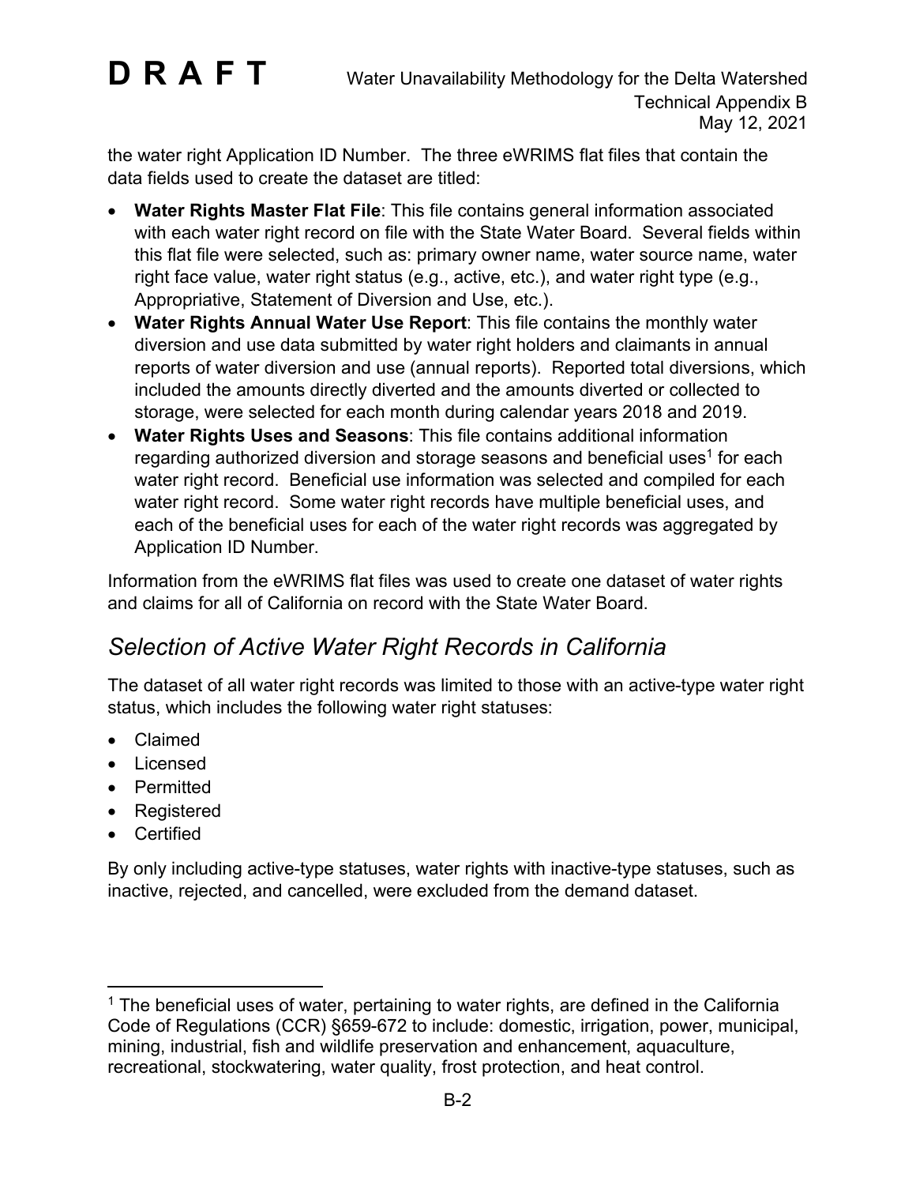the water right Application ID Number. The three eWRIMS flat files that contain the data fields used to create the dataset are titled:

- **Water Rights Master Flat File**: This file contains general information associated with each water right record on file with the State Water Board. Several fields within this flat file were selected, such as: primary owner name, water source name, water right face value, water right status (e.g., active, etc.), and water right type (e.g., Appropriative, Statement of Diversion and Use, etc.).
- **Water Rights Annual Water Use Report**: This file contains the monthly water diversion and use data submitted by water right holders and claimants in annual reports of water diversion and use (annual reports). Reported total diversions, which included the amounts directly diverted and the amounts diverted or collected to storage, were selected for each month during calendar years 2018 and 2019.
- **Water Rights Uses and Seasons**: This file contains additional information regarding authorized diversion and storage seasons and beneficial uses[1] for each water right record. Beneficial use information was selected and compiled for each water right record. Some water right records have multiple beneficial uses, and each of the beneficial uses for each of the water right records was aggregated by Application ID Number.

Information from the eWRIMS flat files was used to create one dataset of water rights and claims for all of California on record with the State Water Board.

## *Selection of Active Water Right Records in California*

The dataset of all water right records was limited to those with an active-type water right status, which includes the following water right statuses:

- Claimed
- Licensed
- Permitted
- Registered
- Certified

By only including active-type statuses, water rights with inactive-type statuses, such as inactive, rejected, and cancelled, were excluded from the demand dataset.

---

[1] The beneficial uses of water, pertaining to water rights, are defined in the California Code of Regulations (CCR) §659-672 to include: domestic, irrigation, power, municipal, mining, industrial, fish and wildlife preservation and enhancement, aquaculture, recreational, stockwatering, water quality, frost protection, and heat control.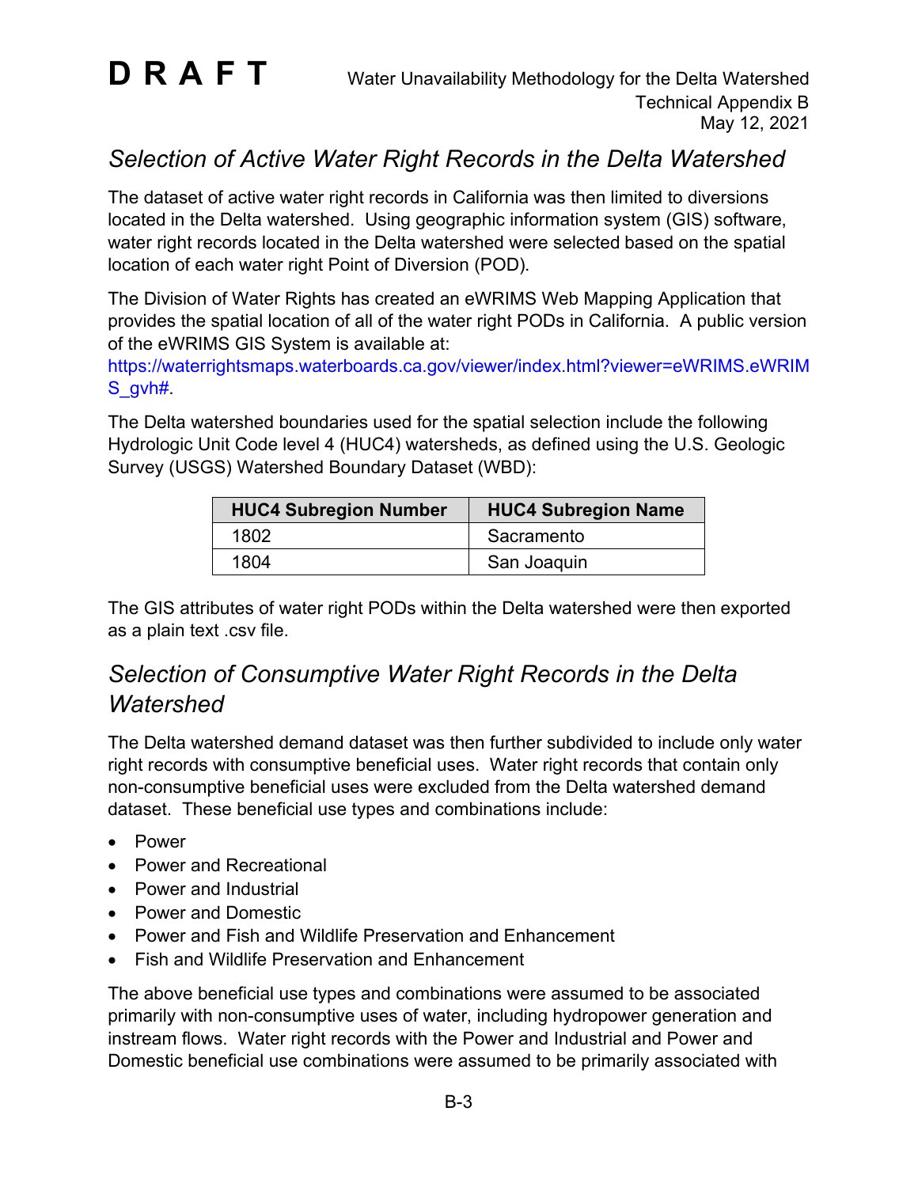## Selection of Active Water Right Records in the Delta Watershed

The dataset of active water right records in California was then limited to diversions located in the Delta watershed. Using geographic information system (GIS) software, water right records located in the Delta watershed were selected based on the spatial location of each water right Point of Diversion (POD).

The Division of Water Rights has created an eWRIMS Web Mapping Application that provides the spatial location of all of the water right PODs in California. A public version of the eWRIMS GIS System is available at: https://waterrightsmaps.waterboards.ca.gov/viewer/index.html?viewer=eWRIMS.eWRIMS_gvh#.

The Delta watershed boundaries used for the spatial selection include the following Hydrologic Unit Code level 4 (HUC4) watersheds, as defined using the U.S. Geologic Survey (USGS) Watershed Boundary Dataset (WBD):

| HUC4 Subregion Number | HUC4 Subregion Name |
|---|---|
| 1802 | Sacramento |
| 1804 | San Joaquin |

The GIS attributes of water right PODs within the Delta watershed were then exported as a plain text .csv file.

## Selection of Consumptive Water Right Records in the Delta Watershed

The Delta watershed demand dataset was then further subdivided to include only water right records with consumptive beneficial uses. Water right records that contain only non-consumptive beneficial uses were excluded from the Delta watershed demand dataset. These beneficial use types and combinations include:

- Power
- Power and Recreational
- Power and Industrial
- Power and Domestic
- Power and Fish and Wildlife Preservation and Enhancement
- Fish and Wildlife Preservation and Enhancement

The above beneficial use types and combinations were assumed to be associated primarily with non-consumptive uses of water, including hydropower generation and instream flows. Water right records with the Power and Industrial and Power and Domestic beneficial use combinations were assumed to be primarily associated with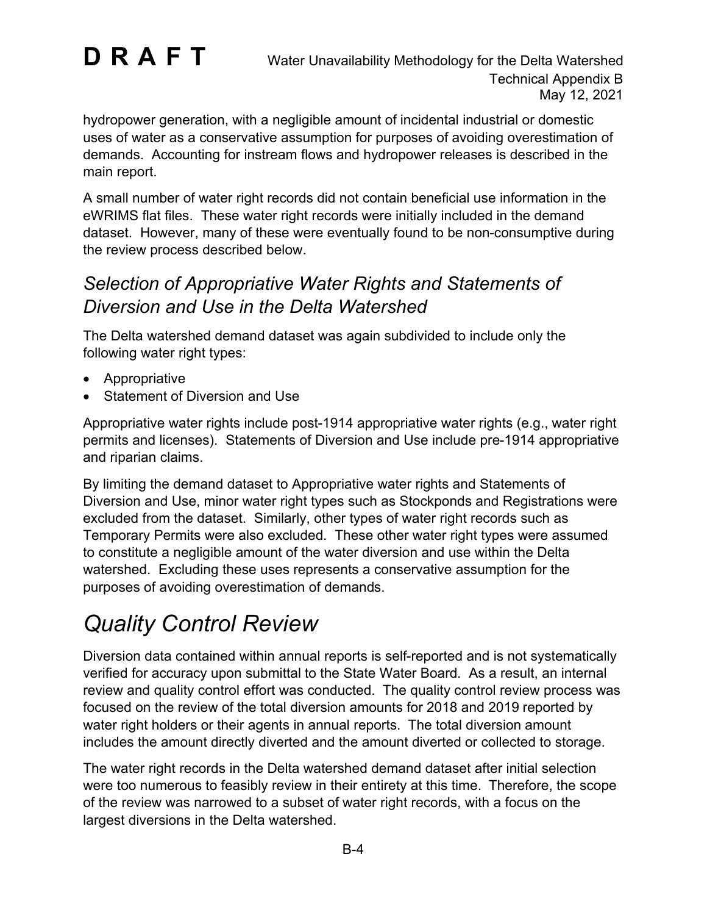hydropower generation, with a negligible amount of incidental industrial or domestic uses of water as a conservative assumption for purposes of avoiding overestimation of demands. Accounting for instream flows and hydropower releases is described in the main report.

A small number of water right records did not contain beneficial use information in the eWRIMS flat files. These water right records were initially included in the demand dataset. However, many of these were eventually found to be non-consumptive during the review process described below.

### *Selection of Appropriative Water Rights and Statements of Diversion and Use in the Delta Watershed*

The Delta watershed demand dataset was again subdivided to include only the following water right types:

- Appropriative
- Statement of Diversion and Use

Appropriative water rights include post-1914 appropriative water rights (e.g., water right permits and licenses). Statements of Diversion and Use include pre-1914 appropriative and riparian claims.

By limiting the demand dataset to Appropriative water rights and Statements of Diversion and Use, minor water right types such as Stockponds and Registrations were excluded from the dataset. Similarly, other types of water right records such as Temporary Permits were also excluded. These other water right types were assumed to constitute a negligible amount of the water diversion and use within the Delta watershed. Excluding these uses represents a conservative assumption for the purposes of avoiding overestimation of demands.

## *Quality Control Review*

Diversion data contained within annual reports is self-reported and is not systematically verified for accuracy upon submittal to the State Water Board. As a result, an internal review and quality control effort was conducted. The quality control review process was focused on the review of the total diversion amounts for 2018 and 2019 reported by water right holders or their agents in annual reports. The total diversion amount includes the amount directly diverted and the amount diverted or collected to storage.

The water right records in the Delta watershed demand dataset after initial selection were too numerous to feasibly review in their entirety at this time. Therefore, the scope of the review was narrowed to a subset of water right records, with a focus on the largest diversions in the Delta watershed.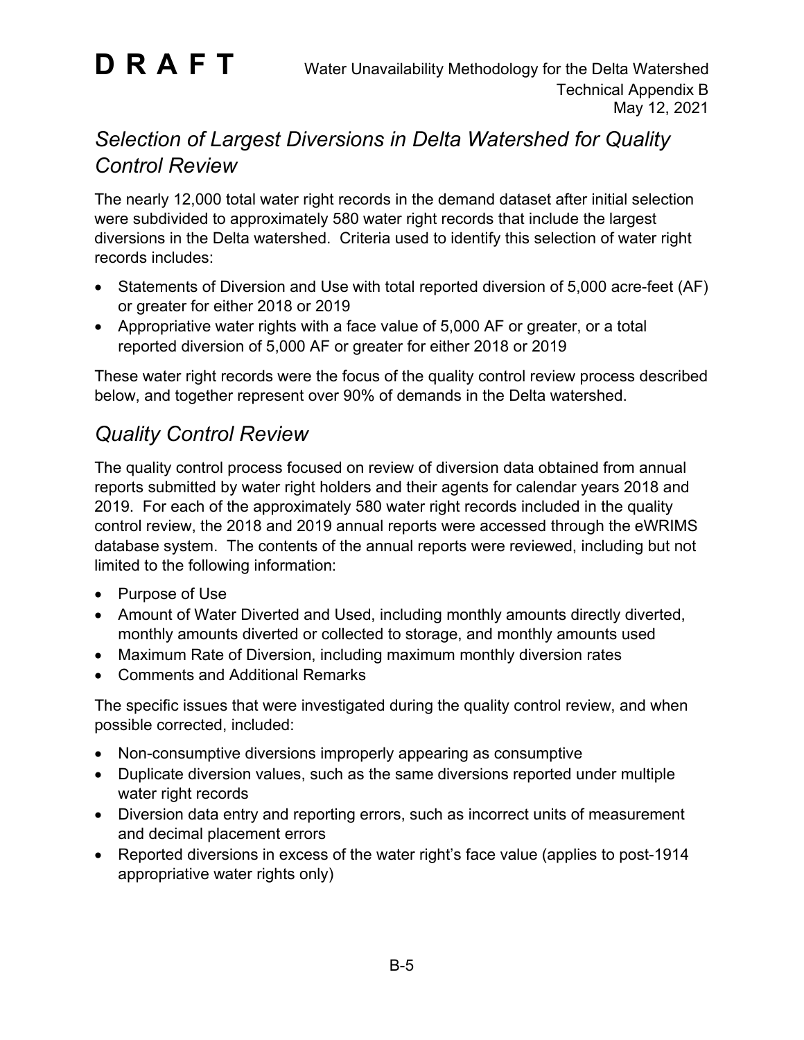## *Selection of Largest Diversions in Delta Watershed for Quality Control Review*

The nearly 12,000 total water right records in the demand dataset after initial selection were subdivided to approximately 580 water right records that include the largest diversions in the Delta watershed. Criteria used to identify this selection of water right records includes:

- Statements of Diversion and Use with total reported diversion of 5,000 acre-feet (AF) or greater for either 2018 or 2019
- Appropriative water rights with a face value of 5,000 AF or greater, or a total reported diversion of 5,000 AF or greater for either 2018 or 2019

These water right records were the focus of the quality control review process described below, and together represent over 90% of demands in the Delta watershed.

## *Quality Control Review*

The quality control process focused on review of diversion data obtained from annual reports submitted by water right holders and their agents for calendar years 2018 and 2019. For each of the approximately 580 water right records included in the quality control review, the 2018 and 2019 annual reports were accessed through the eWRIMS database system. The contents of the annual reports were reviewed, including but not limited to the following information:

- Purpose of Use
- Amount of Water Diverted and Used, including monthly amounts directly diverted, monthly amounts diverted or collected to storage, and monthly amounts used
- Maximum Rate of Diversion, including maximum monthly diversion rates
- Comments and Additional Remarks

The specific issues that were investigated during the quality control review, and when possible corrected, included:

- Non-consumptive diversions improperly appearing as consumptive
- Duplicate diversion values, such as the same diversions reported under multiple water right records
- Diversion data entry and reporting errors, such as incorrect units of measurement and decimal placement errors
- Reported diversions in excess of the water right's face value (applies to post-1914 appropriative water rights only)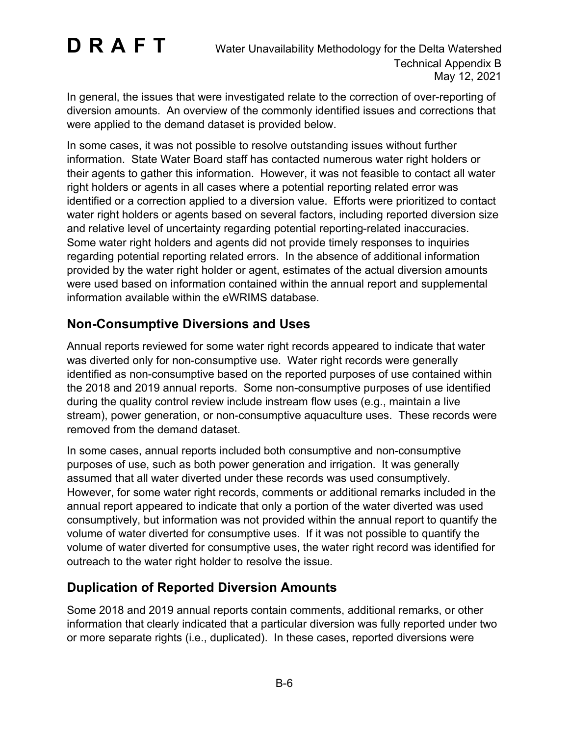In general, the issues that were investigated relate to the correction of over-reporting of diversion amounts. An overview of the commonly identified issues and corrections that were applied to the demand dataset is provided below.

In some cases, it was not possible to resolve outstanding issues without further information. State Water Board staff has contacted numerous water right holders or their agents to gather this information. However, it was not feasible to contact all water right holders or agents in all cases where a potential reporting related error was identified or a correction applied to a diversion value. Efforts were prioritized to contact water right holders or agents based on several factors, including reported diversion size and relative level of uncertainty regarding potential reporting-related inaccuracies. Some water right holders and agents did not provide timely responses to inquiries regarding potential reporting related errors. In the absence of additional information provided by the water right holder or agent, estimates of the actual diversion amounts were used based on information contained within the annual report and supplemental information available within the eWRIMS database.

## Non-Consumptive Diversions and Uses

Annual reports reviewed for some water right records appeared to indicate that water was diverted only for non-consumptive use. Water right records were generally identified as non-consumptive based on the reported purposes of use contained within the 2018 and 2019 annual reports. Some non-consumptive purposes of use identified during the quality control review include instream flow uses (e.g., maintain a live stream), power generation, or non-consumptive aquaculture uses. These records were removed from the demand dataset.

In some cases, annual reports included both consumptive and non-consumptive purposes of use, such as both power generation and irrigation. It was generally assumed that all water diverted under these records was used consumptively. However, for some water right records, comments or additional remarks included in the annual report appeared to indicate that only a portion of the water diverted was used consumptively, but information was not provided within the annual report to quantify the volume of water diverted for consumptive uses. If it was not possible to quantify the volume of water diverted for consumptive uses, the water right record was identified for outreach to the water right holder to resolve the issue.

## Duplication of Reported Diversion Amounts

Some 2018 and 2019 annual reports contain comments, additional remarks, or other information that clearly indicated that a particular diversion was fully reported under two or more separate rights (i.e., duplicated). In these cases, reported diversions were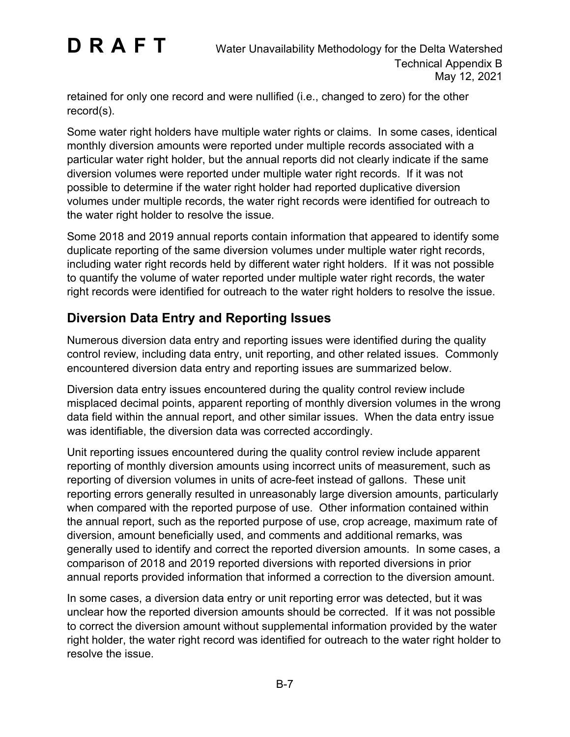retained for only one record and were nullified (i.e., changed to zero) for the other record(s).

Some water right holders have multiple water rights or claims. In some cases, identical monthly diversion amounts were reported under multiple records associated with a particular water right holder, but the annual reports did not clearly indicate if the same diversion volumes were reported under multiple water right records. If it was not possible to determine if the water right holder had reported duplicative diversion volumes under multiple records, the water right records were identified for outreach to the water right holder to resolve the issue.

Some 2018 and 2019 annual reports contain information that appeared to identify some duplicate reporting of the same diversion volumes under multiple water right records, including water right records held by different water right holders. If it was not possible to quantify the volume of water reported under multiple water right records, the water right records were identified for outreach to the water right holders to resolve the issue.

## Diversion Data Entry and Reporting Issues

Numerous diversion data entry and reporting issues were identified during the quality control review, including data entry, unit reporting, and other related issues. Commonly encountered diversion data entry and reporting issues are summarized below.

Diversion data entry issues encountered during the quality control review include misplaced decimal points, apparent reporting of monthly diversion volumes in the wrong data field within the annual report, and other similar issues. When the data entry issue was identifiable, the diversion data was corrected accordingly.

Unit reporting issues encountered during the quality control review include apparent reporting of monthly diversion amounts using incorrect units of measurement, such as reporting of diversion volumes in units of acre-feet instead of gallons. These unit reporting errors generally resulted in unreasonably large diversion amounts, particularly when compared with the reported purpose of use. Other information contained within the annual report, such as the reported purpose of use, crop acreage, maximum rate of diversion, amount beneficially used, and comments and additional remarks, was generally used to identify and correct the reported diversion amounts. In some cases, a comparison of 2018 and 2019 reported diversions with reported diversions in prior annual reports provided information that informed a correction to the diversion amount.

In some cases, a diversion data entry or unit reporting error was detected, but it was unclear how the reported diversion amounts should be corrected. If it was not possible to correct the diversion amount without supplemental information provided by the water right holder, the water right record was identified for outreach to the water right holder to resolve the issue.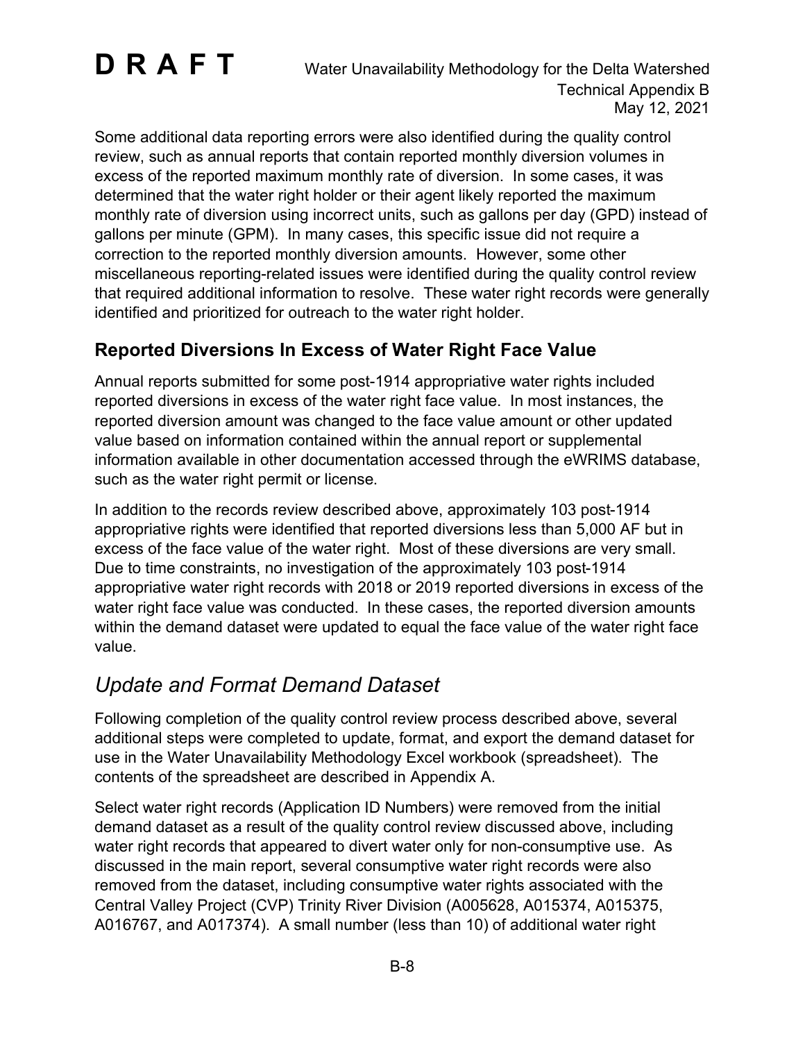Some additional data reporting errors were also identified during the quality control review, such as annual reports that contain reported monthly diversion volumes in excess of the reported maximum monthly rate of diversion. In some cases, it was determined that the water right holder or their agent likely reported the maximum monthly rate of diversion using incorrect units, such as gallons per day (GPD) instead of gallons per minute (GPM). In many cases, this specific issue did not require a correction to the reported monthly diversion amounts. However, some other miscellaneous reporting-related issues were identified during the quality control review that required additional information to resolve. These water right records were generally identified and prioritized for outreach to the water right holder.

### Reported Diversions In Excess of Water Right Face Value

Annual reports submitted for some post-1914 appropriative water rights included reported diversions in excess of the water right face value. In most instances, the reported diversion amount was changed to the face value amount or other updated value based on information contained within the annual report or supplemental information available in other documentation accessed through the eWRIMS database, such as the water right permit or license.

In addition to the records review described above, approximately 103 post-1914 appropriative rights were identified that reported diversions less than 5,000 AF but in excess of the face value of the water right. Most of these diversions are very small. Due to time constraints, no investigation of the approximately 103 post-1914 appropriative water right records with 2018 or 2019 reported diversions in excess of the water right face value was conducted. In these cases, the reported diversion amounts within the demand dataset were updated to equal the face value of the water right face value.

## *Update and Format Demand Dataset*

Following completion of the quality control review process described above, several additional steps were completed to update, format, and export the demand dataset for use in the Water Unavailability Methodology Excel workbook (spreadsheet). The contents of the spreadsheet are described in Appendix A.

Select water right records (Application ID Numbers) were removed from the initial demand dataset as a result of the quality control review discussed above, including water right records that appeared to divert water only for non-consumptive use. As discussed in the main report, several consumptive water right records were also removed from the dataset, including consumptive water rights associated with the Central Valley Project (CVP) Trinity River Division (A005628, A015374, A015375, A016767, and A017374). A small number (less than 10) of additional water right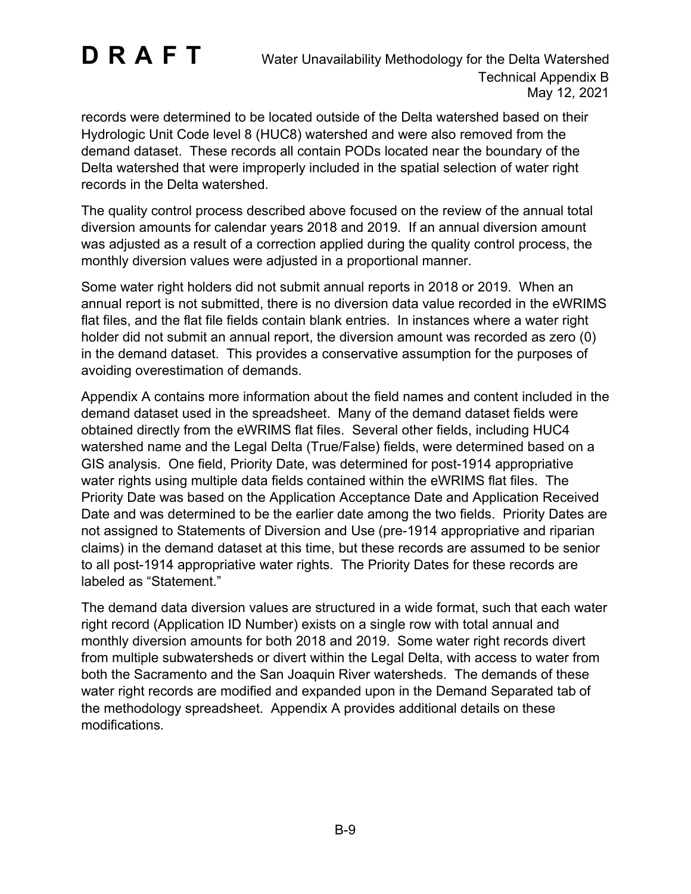records were determined to be located outside of the Delta watershed based on their Hydrologic Unit Code level 8 (HUC8) watershed and were also removed from the demand dataset. These records all contain PODs located near the boundary of the Delta watershed that were improperly included in the spatial selection of water right records in the Delta watershed.

The quality control process described above focused on the review of the annual total diversion amounts for calendar years 2018 and 2019. If an annual diversion amount was adjusted as a result of a correction applied during the quality control process, the monthly diversion values were adjusted in a proportional manner.

Some water right holders did not submit annual reports in 2018 or 2019. When an annual report is not submitted, there is no diversion data value recorded in the eWRIMS flat files, and the flat file fields contain blank entries. In instances where a water right holder did not submit an annual report, the diversion amount was recorded as zero (0) in the demand dataset. This provides a conservative assumption for the purposes of avoiding overestimation of demands.

Appendix A contains more information about the field names and content included in the demand dataset used in the spreadsheet. Many of the demand dataset fields were obtained directly from the eWRIMS flat files. Several other fields, including HUC4 watershed name and the Legal Delta (True/False) fields, were determined based on a GIS analysis. One field, Priority Date, was determined for post-1914 appropriative water rights using multiple data fields contained within the eWRIMS flat files. The Priority Date was based on the Application Acceptance Date and Application Received Date and was determined to be the earlier date among the two fields. Priority Dates are not assigned to Statements of Diversion and Use (pre-1914 appropriative and riparian claims) in the demand dataset at this time, but these records are assumed to be senior to all post-1914 appropriative water rights. The Priority Dates for these records are labeled as "Statement."

The demand data diversion values are structured in a wide format, such that each water right record (Application ID Number) exists on a single row with total annual and monthly diversion amounts for both 2018 and 2019. Some water right records divert from multiple subwatersheds or divert within the Legal Delta, with access to water from both the Sacramento and the San Joaquin River watersheds. The demands of these water right records are modified and expanded upon in the Demand Separated tab of the methodology spreadsheet. Appendix A provides additional details on these modifications.